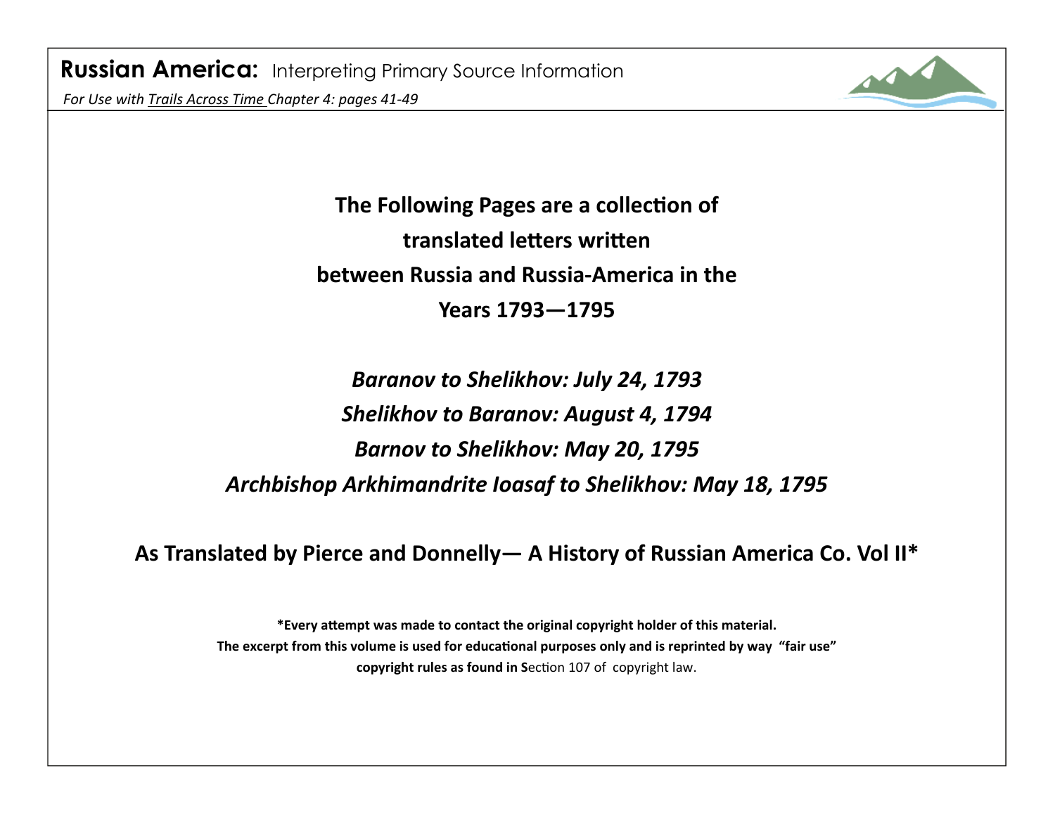**Russian America:** Interpreting Primary Source Information

*For Use with Trails Across Time Chapter 4: pages 41-49*

**The Following Pages are a collection of translated letters written between Russia and Russia-America in the Years 1793—1795**

***Baranov to Shelikhov: July 24, 1793***

***Shelikhov to Baranov: August 4, 1794***

***Barnov to Shelikhov: May 20, 1795***

***Archbishop Arkhimandrite Ioasaf to Shelikhov: May 18, 1795***

**As Translated by Pierce and Donnelly— A History of Russian America Co. Vol II\***

**\*Every attempt was made to contact the original copyright holder of this material. The excerpt from this volume is used for educational purposes only and is reprinted by way "fair use" copyright rules as found in S**ection 107 of copyright law.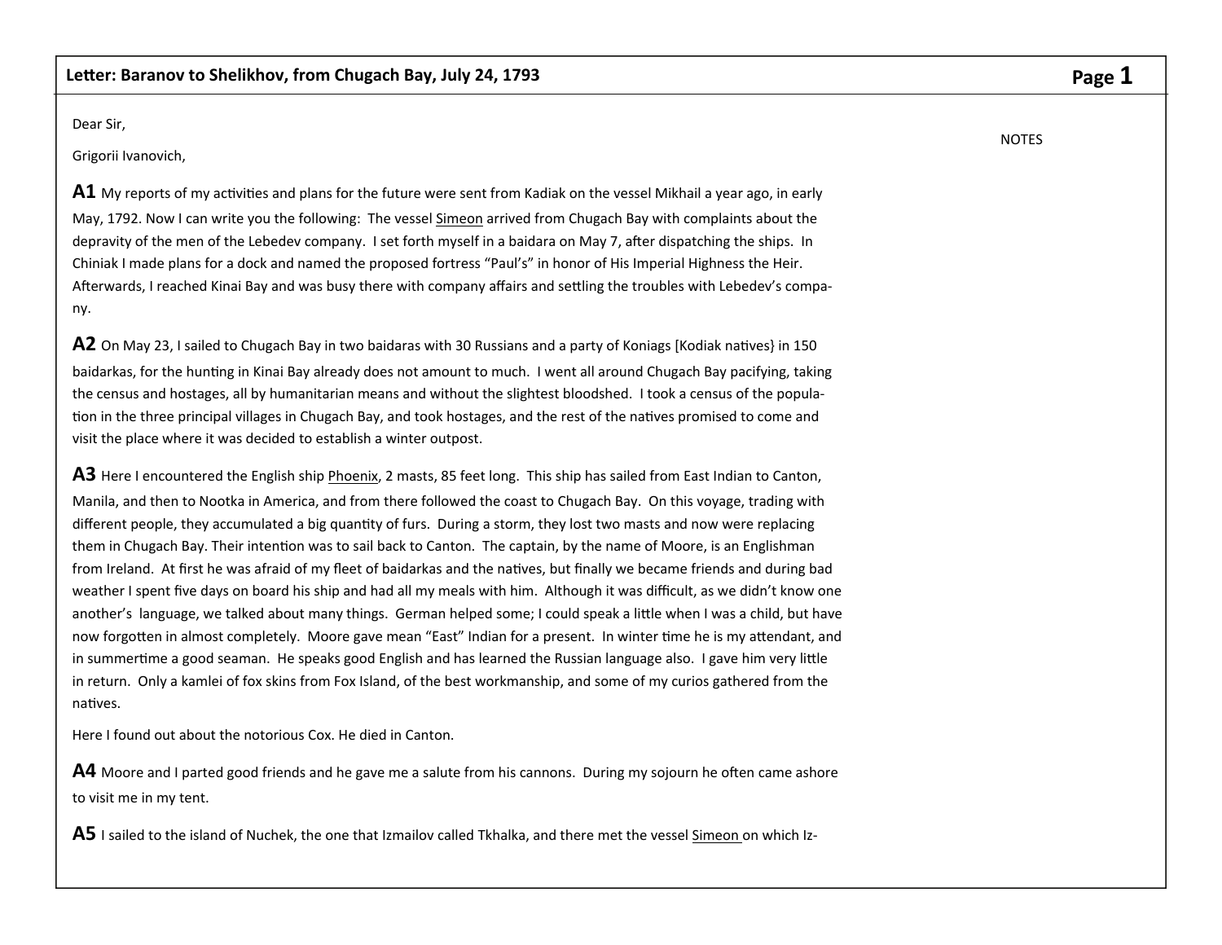## Letter: Baranov to Shelikhov, from Chugach Bay, July 24, 1793

NOTES

Dear Sir,

Grigorii Ivanovich,

**A1** My reports of my activities and plans for the future were sent from Kadiak on the vessel Mikhail a year ago, in early May, 1792. Now I can write you the following: The vessel Simeon arrived from Chugach Bay with complaints about the depravity of the men of the Lebedev company. I set forth myself in a baidara on May 7, after dispatching the ships. In Chiniak I made plans for a dock and named the proposed fortress "Paul's" in honor of His Imperial Highness the Heir. Afterwards, I reached Kinai Bay and was busy there with company affairs and settling the troubles with Lebedev's company.

**A2** On May 23, I sailed to Chugach Bay in two baidaras with 30 Russians and a party of Koniags [Kodiak natives} in 150 baidarkas, for the hunting in Kinai Bay already does not amount to much. I went all around Chugach Bay pacifying, taking the census and hostages, all by humanitarian means and without the slightest bloodshed. I took a census of the population in the three principal villages in Chugach Bay, and took hostages, and the rest of the natives promised to come and visit the place where it was decided to establish a winter outpost.

**A3** Here I encountered the English ship Phoenix, 2 masts, 85 feet long. This ship has sailed from East Indian to Canton, Manila, and then to Nootka in America, and from there followed the coast to Chugach Bay. On this voyage, trading with different people, they accumulated a big quantity of furs. During a storm, they lost two masts and now were replacing them in Chugach Bay. Their intention was to sail back to Canton. The captain, by the name of Moore, is an Englishman from Ireland. At first he was afraid of my fleet of baidarkas and the natives, but finally we became friends and during bad weather I spent five days on board his ship and had all my meals with him. Although it was difficult, as we didn't know one another's language, we talked about many things. German helped some; I could speak a little when I was a child, but have now forgotten in almost completely. Moore gave mean "East" Indian for a present. In winter time he is my attendant, and in summertime a good seaman. He speaks good English and has learned the Russian language also. I gave him very little in return. Only a kamlei of fox skins from Fox Island, of the best workmanship, and some of my curios gathered from the natives.

Here I found out about the notorious Cox. He died in Canton.

**A4** Moore and I parted good friends and he gave me a salute from his cannons. During my sojourn he often came ashore to visit me in my tent.

**A5** I sailed to the island of Nuchek, the one that Izmailov called Tkhalka, and there met the vessel Simeon on which Iz-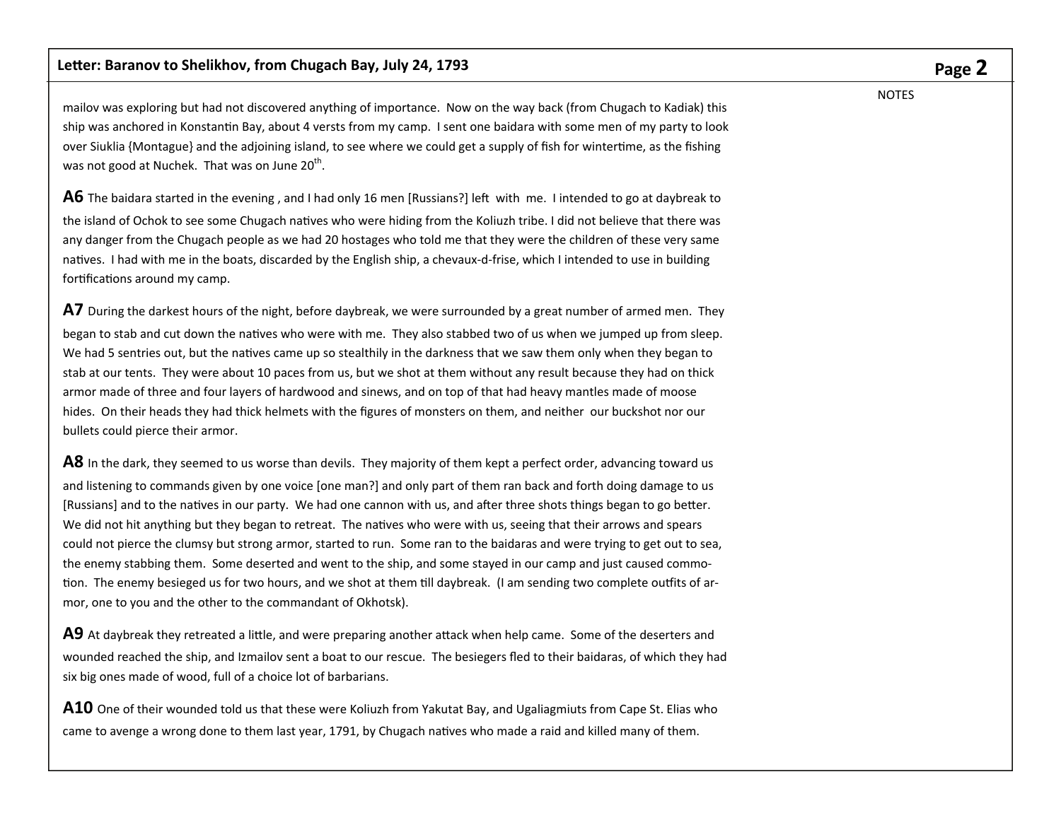mailov was exploring but had not discovered anything of importance. Now on the way back (from Chugach to Kadiak) this ship was anchored in Konstantin Bay, about 4 versts from my camp. I sent one baidara with some men of my party to look over Siuklia {Montague} and the adjoining island, to see where we could get a supply of fish for wintertime, as the fishing was not good at Nuchek. That was on June 20th.

**A6** The baidara started in the evening , and I had only 16 men [Russians?] left with me. I intended to go at daybreak to the island of Ochok to see some Chugach natives who were hiding from the Koliuzh tribe. I did not believe that there was any danger from the Chugach people as we had 20 hostages who told me that they were the children of these very same natives. I had with me in the boats, discarded by the English ship, a chevaux-d-frise, which I intended to use in building fortifications around my camp.

**A7** During the darkest hours of the night, before daybreak, we were surrounded by a great number of armed men. They began to stab and cut down the natives who were with me. They also stabbed two of us when we jumped up from sleep. We had 5 sentries out, but the natives came up so stealthily in the darkness that we saw them only when they began to stab at our tents. They were about 10 paces from us, but we shot at them without any result because they had on thick armor made of three and four layers of hardwood and sinews, and on top of that had heavy mantles made of moose hides. On their heads they had thick helmets with the figures of monsters on them, and neither our buckshot nor our bullets could pierce their armor.

**A8** In the dark, they seemed to us worse than devils. They majority of them kept a perfect order, advancing toward us and listening to commands given by one voice [one man?] and only part of them ran back and forth doing damage to us [Russians] and to the natives in our party. We had one cannon with us, and after three shots things began to go better. We did not hit anything but they began to retreat. The natives who were with us, seeing that their arrows and spears could not pierce the clumsy but strong armor, started to run. Some ran to the baidaras and were trying to get out to sea, the enemy stabbing them. Some deserted and went to the ship, and some stayed in our camp and just caused commotion. The enemy besieged us for two hours, and we shot at them till daybreak. (I am sending two complete outfits of armor, one to you and the other to the commandant of Okhotsk).

**A9** At daybreak they retreated a little, and were preparing another attack when help came. Some of the deserters and wounded reached the ship, and Izmailov sent a boat to our rescue. The besiegers fled to their baidaras, of which they had six big ones made of wood, full of a choice lot of barbarians.

**A10** One of their wounded told us that these were Koliuzh from Yakutat Bay, and Ugaliagmiuts from Cape St. Elias who came to avenge a wrong done to them last year, 1791, by Chugach natives who made a raid and killed many of them.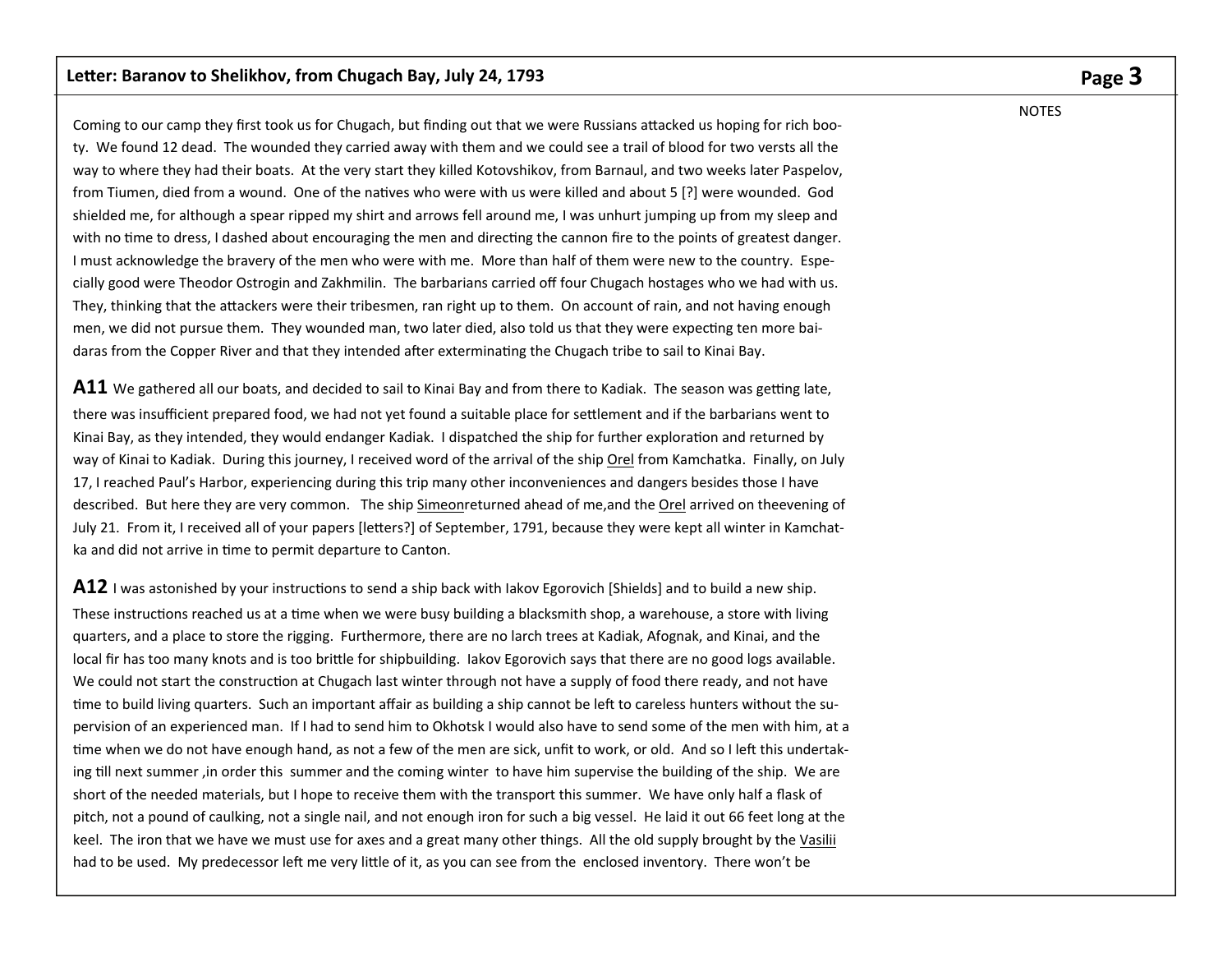Coming to our camp they first took us for Chugach, but finding out that we were Russians attacked us hoping for rich booty. We found 12 dead. The wounded they carried away with them and we could see a trail of blood for two versts all the way to where they had their boats. At the very start they killed Kotovshikov, from Barnaul, and two weeks later Paspelov, from Tiumen, died from a wound. One of the natives who were with us were killed and about 5 [?] were wounded. God shielded me, for although a spear ripped my shirt and arrows fell around me, I was unhurt jumping up from my sleep and with no time to dress, I dashed about encouraging the men and directing the cannon fire to the points of greatest danger. I must acknowledge the bravery of the men who were with me. More than half of them were new to the country. Especially good were Theodor Ostrogin and Zakhmilin. The barbarians carried off four Chugach hostages who we had with us. They, thinking that the attackers were their tribesmen, ran right up to them. On account of rain, and not having enough men, we did not pursue them. They wounded man, two later died, also told us that they were expecting ten more baidaras from the Copper River and that they intended after exterminating the Chugach tribe to sail to Kinai Bay.

**A11** We gathered all our boats, and decided to sail to Kinai Bay and from there to Kadiak. The season was getting late, there was insufficient prepared food, we had not yet found a suitable place for settlement and if the barbarians went to Kinai Bay, as they intended, they would endanger Kadiak. I dispatched the ship for further exploration and returned by way of Kinai to Kadiak. During this journey, I received word of the arrival of the ship Orel from Kamchatka. Finally, on July 17, I reached Paul's Harbor, experiencing during this trip many other inconveniences and dangers besides those I have described. But here they are very common. The ship Simeonreturned ahead of me,and the Orel arrived on theevening of July 21. From it, I received all of your papers [letters?] of September, 1791, because they were kept all winter in Kamchatka and did not arrive in time to permit departure to Canton.

**A12** I was astonished by your instructions to send a ship back with Iakov Egorovich [Shields] and to build a new ship. These instructions reached us at a time when we were busy building a blacksmith shop, a warehouse, a store with living quarters, and a place to store the rigging. Furthermore, there are no larch trees at Kadiak, Afognak, and Kinai, and the local fir has too many knots and is too brittle for shipbuilding. Iakov Egorovich says that there are no good logs available. We could not start the construction at Chugach last winter through not have a supply of food there ready, and not have time to build living quarters. Such an important affair as building a ship cannot be left to careless hunters without the supervision of an experienced man. If I had to send him to Okhotsk I would also have to send some of the men with him, at a time when we do not have enough hand, as not a few of the men are sick, unfit to work, or old. And so I left this undertaking till next summer ,in order this summer and the coming winter to have him supervise the building of the ship. We are short of the needed materials, but I hope to receive them with the transport this summer. We have only half a flask of pitch, not a pound of caulking, not a single nail, and not enough iron for such a big vessel. He laid it out 66 feet long at the keel. The iron that we have we must use for axes and a great many other things. All the old supply brought by the Vasilii had to be used. My predecessor left me very little of it, as you can see from the enclosed inventory. There won't be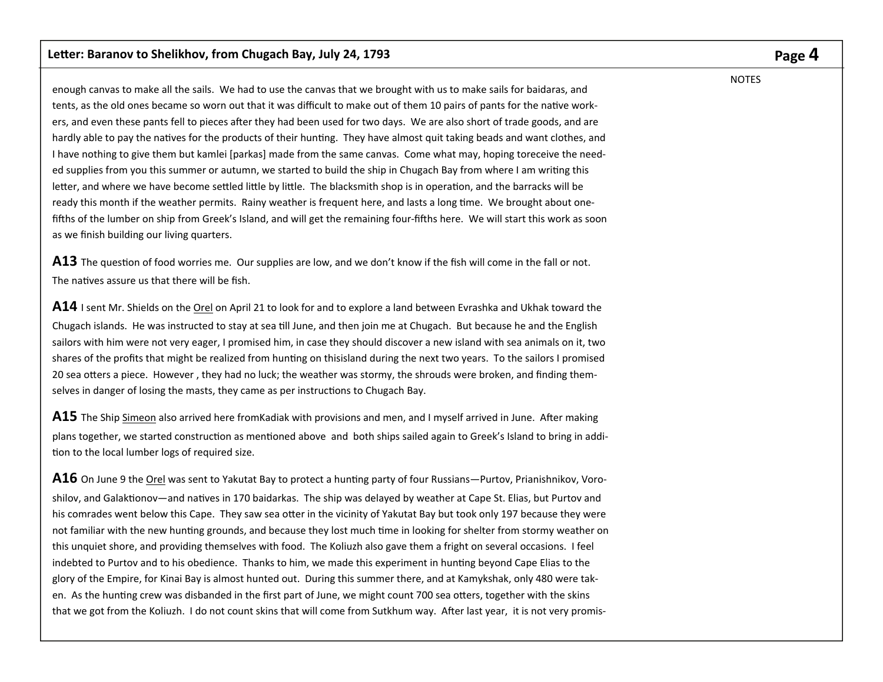enough canvas to make all the sails. We had to use the canvas that we brought with us to make sails for baidaras, and tents, as the old ones became so worn out that it was difficult to make out of them 10 pairs of pants for the native workers, and even these pants fell to pieces after they had been used for two days. We are also short of trade goods, and are hardly able to pay the natives for the products of their hunting. They have almost quit taking beads and want clothes, and I have nothing to give them but kamlei [parkas] made from the same canvas. Come what may, hoping toreceive the needed supplies from you this summer or autumn, we started to build the ship in Chugach Bay from where I am writing this letter, and where we have become settled little by little. The blacksmith shop is in operation, and the barracks will be ready this month if the weather permits. Rainy weather is frequent here, and lasts a long time. We brought about one-fifths of the lumber on ship from Greek's Island, and will get the remaining four-fifths here. We will start this work as soon as we finish building our living quarters.

**A13** The question of food worries me. Our supplies are low, and we don't know if the fish will come in the fall or not. The natives assure us that there will be fish.

**A14** I sent Mr. Shields on the <u>Orel</u> on April 21 to look for and to explore a land between Evrashka and Ukhak toward the Chugach islands. He was instructed to stay at sea till June, and then join me at Chugach. But because he and the English sailors with him were not very eager, I promised him, in case they should discover a new island with sea animals on it, two shares of the profits that might be realized from hunting on thisisland during the next two years. To the sailors I promised 20 sea otters a piece. However , they had no luck; the weather was stormy, the shrouds were broken, and finding themselves in danger of losing the masts, they came as per instructions to Chugach Bay.

**A15** The Ship <u>Simeon</u> also arrived here fromKadiak with provisions and men, and I myself arrived in June. After making plans together, we started construction as mentioned above and both ships sailed again to Greek's Island to bring in addition to the local lumber logs of required size.

**A16** On June 9 the <u>Orel</u> was sent to Yakutat Bay to protect a hunting party of four Russians—Purtov, Prianishnikov, Voroshilov, and Galaktionov—and natives in 170 baidarkas. The ship was delayed by weather at Cape St. Elias, but Purtov and his comrades went below this Cape. They saw sea otter in the vicinity of Yakutat Bay but took only 197 because they were not familiar with the new hunting grounds, and because they lost much time in looking for shelter from stormy weather on this unquiet shore, and providing themselves with food. The Koliuzh also gave them a fright on several occasions. I feel indebted to Purtov and to his obedience. Thanks to him, we made this experiment in hunting beyond Cape Elias to the glory of the Empire, for Kinai Bay is almost hunted out. During this summer there, and at Kamykshak, only 480 were taken. As the hunting crew was disbanded in the first part of June, we might count 700 sea otters, together with the skins that we got from the Koliuzh. I do not count skins that will come from Sutkhum way. After last year, it is not very promis-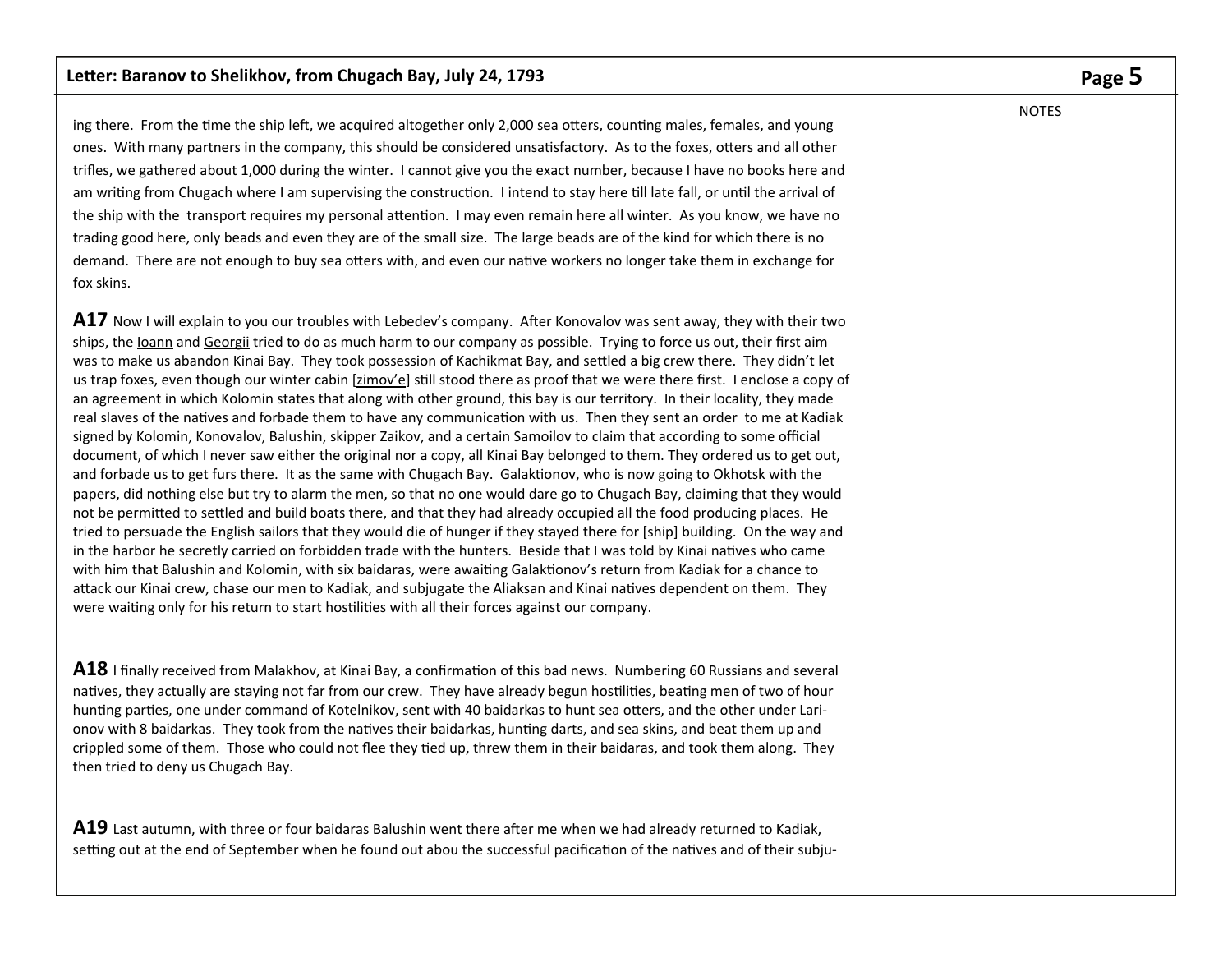NOTES

ing there. From the time the ship left, we acquired altogether only 2,000 sea otters, counting males, females, and young ones. With many partners in the company, this should be considered unsatisfactory. As to the foxes, otters and all other trifles, we gathered about 1,000 during the winter. I cannot give you the exact number, because I have no books here and am writing from Chugach where I am supervising the construction. I intend to stay here till late fall, or until the arrival of the ship with the transport requires my personal attention. I may even remain here all winter. As you know, we have no trading good here, only beads and even they are of the small size. The large beads are of the kind for which there is no demand. There are not enough to buy sea otters with, and even our native workers no longer take them in exchange for fox skins.

**A17** Now I will explain to you our troubles with Lebedev's company. After Konovalov was sent away, they with their two ships, the Ioann and Georgii tried to do as much harm to our company as possible. Trying to force us out, their first aim was to make us abandon Kinai Bay. They took possession of Kachikmat Bay, and settled a big crew there. They didn't let us trap foxes, even though our winter cabin [zimov'e] still stood there as proof that we were there first. I enclose a copy of an agreement in which Kolomin states that along with other ground, this bay is our territory. In their locality, they made real slaves of the natives and forbade them to have any communication with us. Then they sent an order to me at Kadiak signed by Kolomin, Konovalov, Balushin, skipper Zaikov, and a certain Samoilov to claim that according to some official document, of which I never saw either the original nor a copy, all Kinai Bay belonged to them. They ordered us to get out, and forbade us to get furs there. It as the same with Chugach Bay. Galaktionov, who is now going to Okhotsk with the papers, did nothing else but try to alarm the men, so that no one would dare go to Chugach Bay, claiming that they would not be permitted to settled and build boats there, and that they had already occupied all the food producing places. He tried to persuade the English sailors that they would die of hunger if they stayed there for [ship] building. On the way and in the harbor he secretly carried on forbidden trade with the hunters. Beside that I was told by Kinai natives who came with him that Balushin and Kolomin, with six baidaras, were awaiting Galaktionov's return from Kadiak for a chance to attack our Kinai crew, chase our men to Kadiak, and subjugate the Aliaksan and Kinai natives dependent on them. They were waiting only for his return to start hostilities with all their forces against our company.

**A18** I finally received from Malakhov, at Kinai Bay, a confirmation of this bad news. Numbering 60 Russians and several natives, they actually are staying not far from our crew. They have already begun hostilities, beating men of two of hour hunting parties, one under command of Kotelnikov, sent with 40 baidarkas to hunt sea otters, and the other under Larionov with 8 baidarkas. They took from the natives their baidarkas, hunting darts, and sea skins, and beat them up and crippled some of them. Those who could not flee they tied up, threw them in their baidaras, and took them along. They then tried to deny us Chugach Bay.

**A19** Last autumn, with three or four baidaras Balushin went there after me when we had already returned to Kadiak, setting out at the end of September when he found out abou the successful pacification of the natives and of their subju-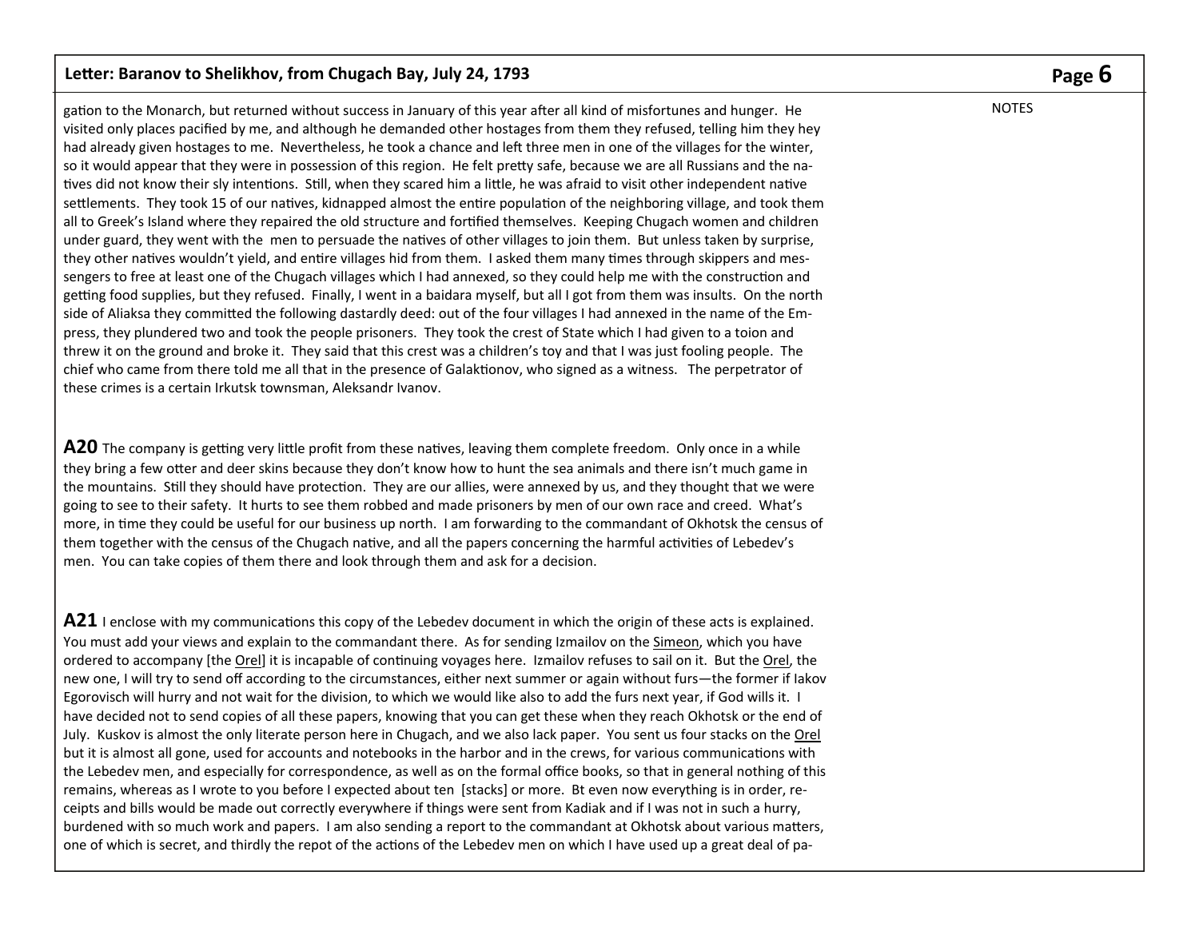gation to the Monarch, but returned without success in January of this year after all kind of misfortunes and hunger. He visited only places pacified by me, and although he demanded other hostages from them they refused, telling him they hey had already given hostages to me. Nevertheless, he took a chance and left three men in one of the villages for the winter, so it would appear that they were in possession of this region. He felt pretty safe, because we are all Russians and the natives did not know their sly intentions. Still, when they scared him a little, he was afraid to visit other independent native settlements. They took 15 of our natives, kidnapped almost the entire population of the neighboring village, and took them all to Greek's Island where they repaired the old structure and fortified themselves. Keeping Chugach women and children under guard, they went with the men to persuade the natives of other villages to join them. But unless taken by surprise, they other natives wouldn't yield, and entire villages hid from them. I asked them many times through skippers and messengers to free at least one of the Chugach villages which I had annexed, so they could help me with the construction and getting food supplies, but they refused. Finally, I went in a baidara myself, but all I got from them was insults. On the north side of Aliaksa they committed the following dastardly deed: out of the four villages I had annexed in the name of the Empress, they plundered two and took the people prisoners. They took the crest of State which I had given to a toion and threw it on the ground and broke it. They said that this crest was a children's toy and that I was just fooling people. The chief who came from there told me all that in the presence of Galaktionov, who signed as a witness. The perpetrator of these crimes is a certain Irkutsk townsman, Aleksandr Ivanov.

NOTES

**A20** The company is getting very little profit from these natives, leaving them complete freedom. Only once in a while they bring a few otter and deer skins because they don't know how to hunt the sea animals and there isn't much game in the mountains. Still they should have protection. They are our allies, were annexed by us, and they thought that we were going to see to their safety. It hurts to see them robbed and made prisoners by men of our own race and creed. What's more, in time they could be useful for our business up north. I am forwarding to the commandant of Okhotsk the census of them together with the census of the Chugach native, and all the papers concerning the harmful activities of Lebedev's men. You can take copies of them there and look through them and ask for a decision.

**A21** I enclose with my communications this copy of the Lebedev document in which the origin of these acts is explained. You must add your views and explain to the commandant there. As for sending Izmailov on the <u>Simeon</u>, which you have ordered to accompany [the <u>Orel</u>] it is incapable of continuing voyages here. Izmailov refuses to sail on it. But the <u>Orel</u>, the new one, I will try to send off according to the circumstances, either next summer or again without furs—the former if Iakov Egorovisch will hurry and not wait for the division, to which we would like also to add the furs next year, if God wills it. I have decided not to send copies of all these papers, knowing that you can get these when they reach Okhotsk or the end of July. Kuskov is almost the only literate person here in Chugach, and we also lack paper. You sent us four stacks on the <u>Orel</u> but it is almost all gone, used for accounts and notebooks in the harbor and in the crews, for various communications with the Lebedev men, and especially for correspondence, as well as on the formal office books, so that in general nothing of this remains, whereas as I wrote to you before I expected about ten [stacks] or more. Bt even now everything is in order, receipts and bills would be made out correctly everywhere if things were sent from Kadiak and if I was not in such a hurry, burdened with so much work and papers. I am also sending a report to the commandant at Okhotsk about various matters, one of which is secret, and thirdly the repot of the actions of the Lebedev men on which I have used up a great deal of pa-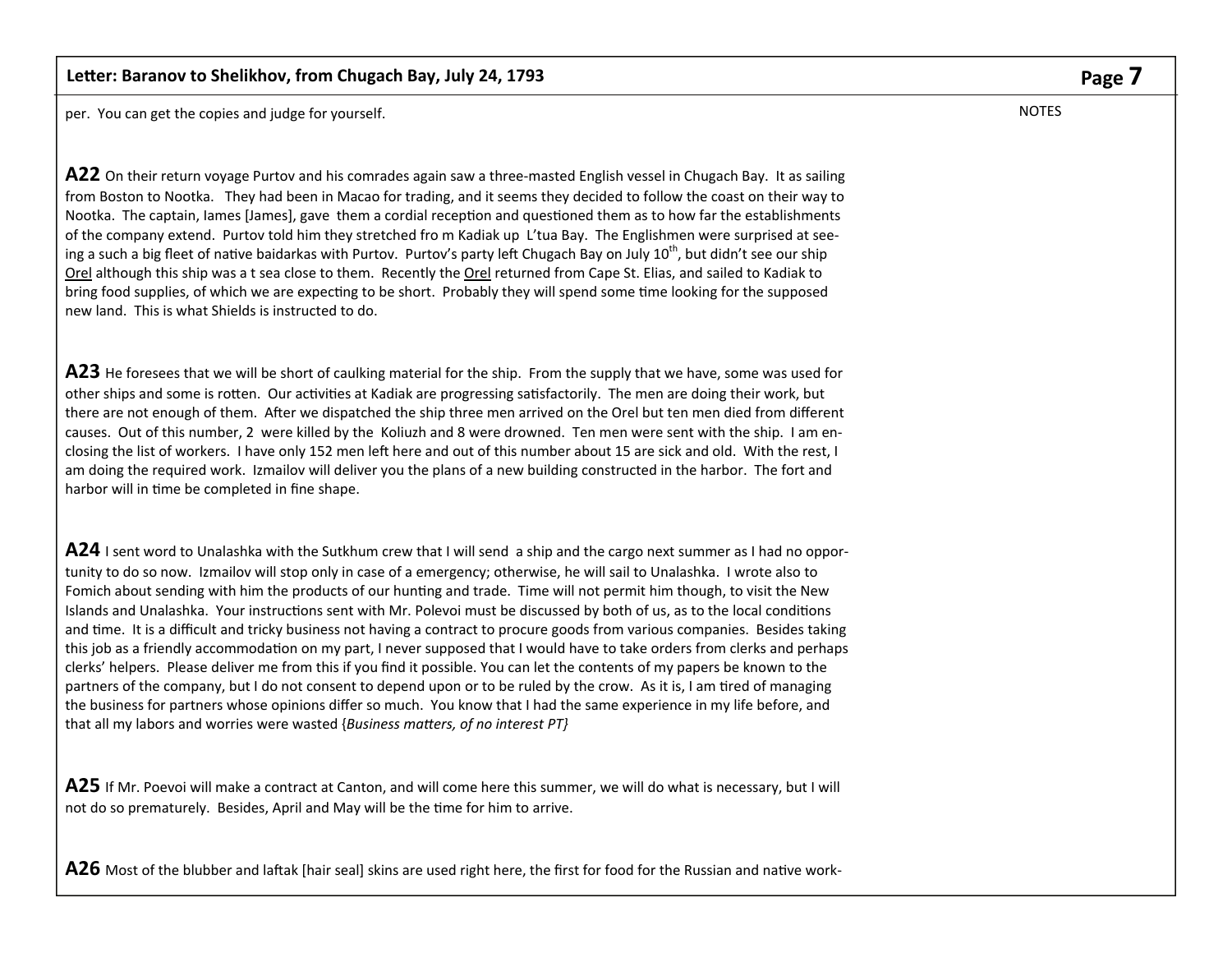per. You can get the copies and judge for yourself.

NOTES

**A22** On their return voyage Purtov and his comrades again saw a three-masted English vessel in Chugach Bay. It as sailing from Boston to Nootka. They had been in Macao for trading, and it seems they decided to follow the coast on their way to Nootka. The captain, Iames [James], gave them a cordial reception and questioned them as to how far the establishments of the company extend. Purtov told him they stretched fro m Kadiak up L'tua Bay. The Englishmen were surprised at seeing a such a big fleet of native baidarkas with Purtov. Purtov's party left Chugach Bay on July 10th, but didn't see our ship Orel although this ship was a t sea close to them. Recently the Orel returned from Cape St. Elias, and sailed to Kadiak to bring food supplies, of which we are expecting to be short. Probably they will spend some time looking for the supposed new land. This is what Shields is instructed to do.

**A23** He foresees that we will be short of caulking material for the ship. From the supply that we have, some was used for other ships and some is rotten. Our activities at Kadiak are progressing satisfactorily. The men are doing their work, but there are not enough of them. After we dispatched the ship three men arrived on the Orel but ten men died from different causes. Out of this number, 2 were killed by the Koliuzh and 8 were drowned. Ten men were sent with the ship. I am enclosing the list of workers. I have only 152 men left here and out of this number about 15 are sick and old. With the rest, I am doing the required work. Izmailov will deliver you the plans of a new building constructed in the harbor. The fort and harbor will in time be completed in fine shape.

**A24** I sent word to Unalashka with the Sutkhum crew that I will send a ship and the cargo next summer as I had no opportunity to do so now. Izmailov will stop only in case of a emergency; otherwise, he will sail to Unalashka. I wrote also to Fomich about sending with him the products of our hunting and trade. Time will not permit him though, to visit the New Islands and Unalashka. Your instructions sent with Mr. Polevoi must be discussed by both of us, as to the local conditions and time. It is a difficult and tricky business not having a contract to procure goods from various companies. Besides taking this job as a friendly accommodation on my part, I never supposed that I would have to take orders from clerks and perhaps clerks' helpers. Please deliver me from this if you find it possible. You can let the contents of my papers be known to the partners of the company, but I do not consent to depend upon or to be ruled by the crow. As it is, I am tired of managing the business for partners whose opinions differ so much. You know that I had the same experience in my life before, and that all my labors and worries were wasted {*Business matters, of no interest PT}*

**A25** If Mr. Poevoi will make a contract at Canton, and will come here this summer, we will do what is necessary, but I will not do so prematurely. Besides, April and May will be the time for him to arrive.

**A26** Most of the blubber and laftak [hair seal] skins are used right here, the first for food for the Russian and native work-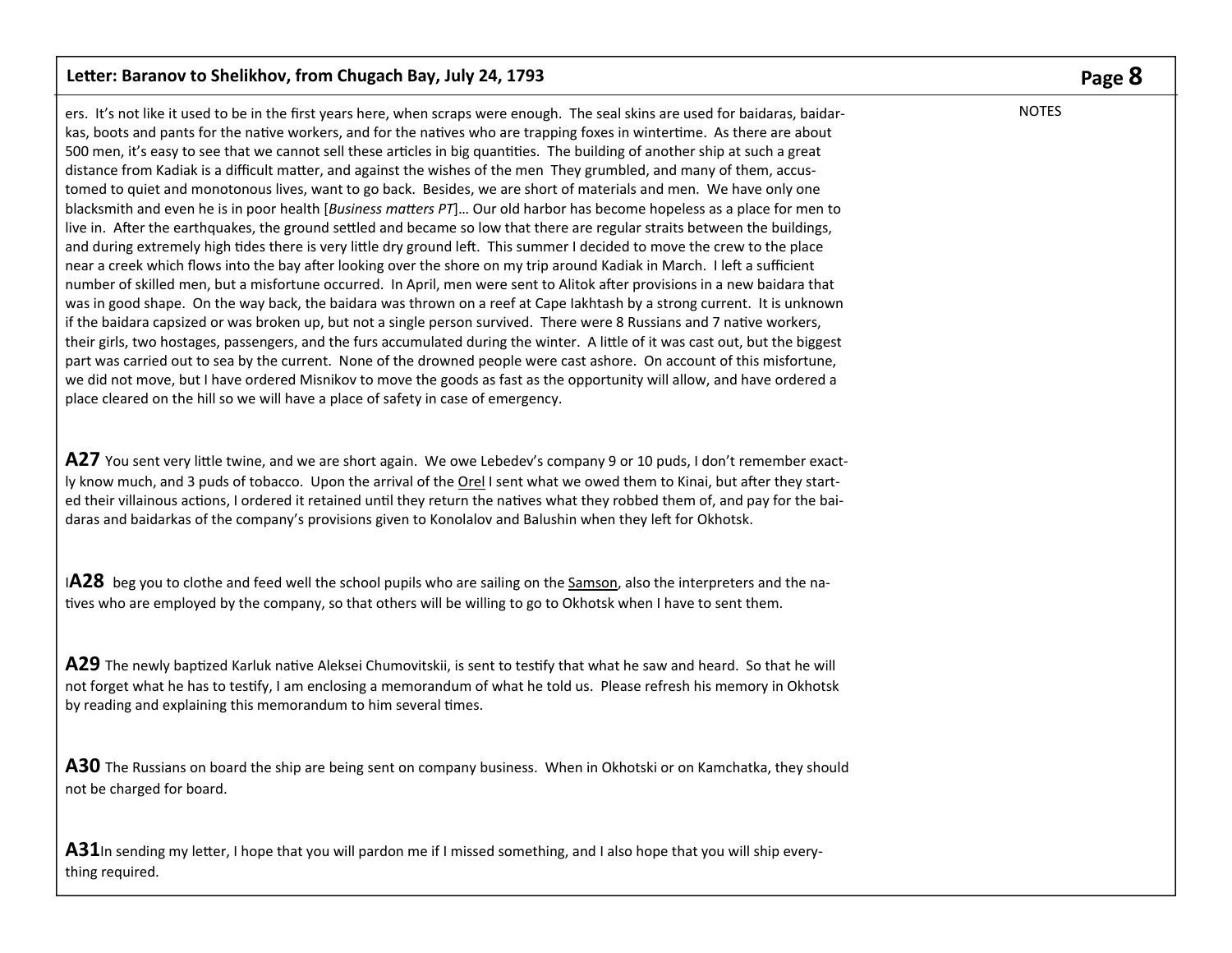ers. It's not like it used to be in the first years here, when scraps were enough. The seal skins are used for baidaras, baidarkas, boots and pants for the native workers, and for the natives who are trapping foxes in wintertime. As there are about 500 men, it's easy to see that we cannot sell these articles in big quantities. The building of another ship at such a great distance from Kadiak is a difficult matter, and against the wishes of the men They grumbled, and many of them, accustomed to quiet and monotonous lives, want to go back. Besides, we are short of materials and men. We have only one blacksmith and even he is in poor health [*Business matters PT*]… Our old harbor has become hopeless as a place for men to live in. After the earthquakes, the ground settled and became so low that there are regular straits between the buildings, and during extremely high tides there is very little dry ground left. This summer I decided to move the crew to the place near a creek which flows into the bay after looking over the shore on my trip around Kadiak in March. I left a sufficient number of skilled men, but a misfortune occurred. In April, men were sent to Alitok after provisions in a new baidara that was in good shape. On the way back, the baidara was thrown on a reef at Cape Iakhtash by a strong current. It is unknown if the baidara capsized or was broken up, but not a single person survived. There were 8 Russians and 7 native workers, their girls, two hostages, passengers, and the furs accumulated during the winter. A little of it was cast out, but the biggest part was carried out to sea by the current. None of the drowned people were cast ashore. On account of this misfortune, we did not move, but I have ordered Misnikov to move the goods as fast as the opportunity will allow, and have ordered a place cleared on the hill so we will have a place of safety in case of emergency.

**A27** You sent very little twine, and we are short again. We owe Lebedev's company 9 or 10 puds, I don't remember exactly know much, and 3 puds of tobacco. Upon the arrival of the Orel I sent what we owed them to Kinai, but after they started their villainous actions, I ordered it retained until they return the natives what they robbed them of, and pay for the baidaras and baidarkas of the company's provisions given to Konolalov and Balushin when they left for Okhotsk.

I**A28** beg you to clothe and feed well the school pupils who are sailing on the Samson, also the interpreters and the natives who are employed by the company, so that others will be willing to go to Okhotsk when I have to sent them.

**A29** The newly baptized Karluk native Aleksei Chumovitskii, is sent to testify that what he saw and heard. So that he will not forget what he has to testify, I am enclosing a memorandum of what he told us. Please refresh his memory in Okhotsk by reading and explaining this memorandum to him several times.

**A30** The Russians on board the ship are being sent on company business. When in Okhotski or on Kamchatka, they should not be charged for board.

**A31** In sending my letter, I hope that you will pardon me if I missed something, and I also hope that you will ship everything required.

NOTES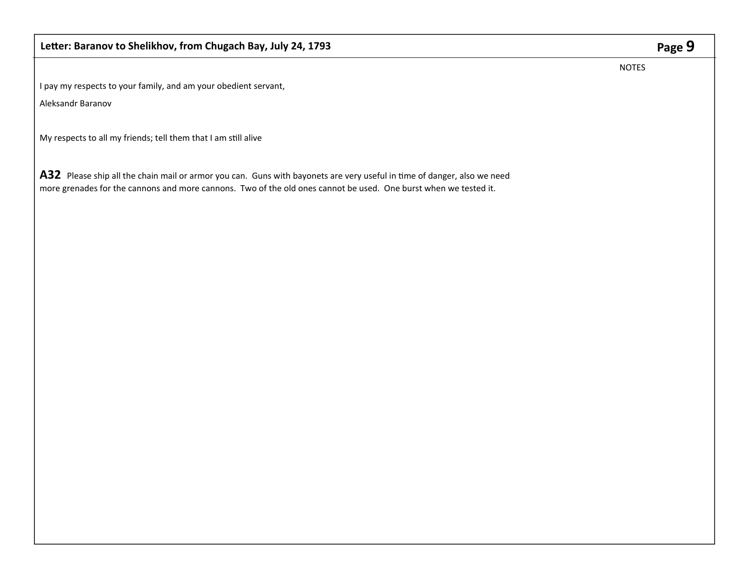I pay my respects to your family, and am your obedient servant,

Aleksandr Baranov

My respects to all my friends; tell them that I am still alive

**A32** Please ship all the chain mail or armor you can. Guns with bayonets are very useful in time of danger, also we need more grenades for the cannons and more cannons. Two of the old ones cannot be used. One burst when we tested it.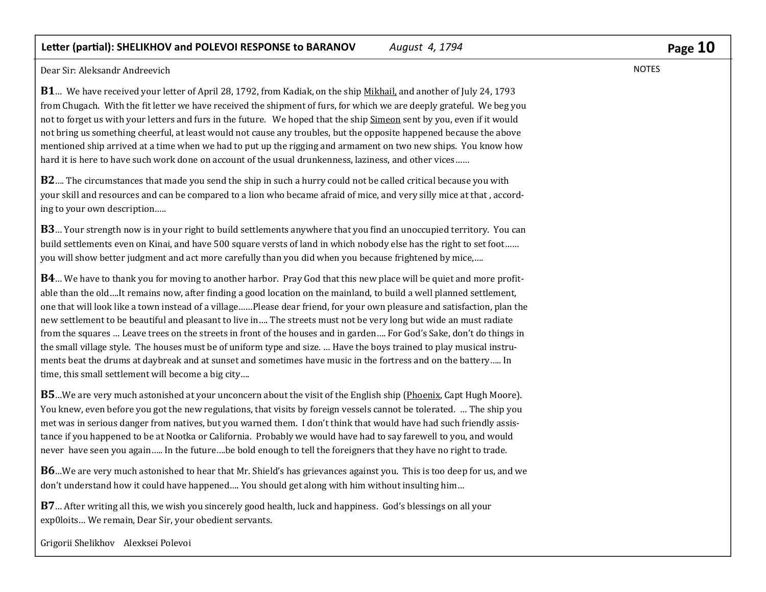## Letter (partial): SHELIKHOV and POLEVOI RESPONSE to BARANOV *August 4, 1794*

NOTES

Dear Sir: Aleksandr Andreevich

**B1**… We have received your letter of April 28, 1792, from Kadiak, on the ship Mikhail, and another of July 24, 1793 from Chugach. With the fit letter we have received the shipment of furs, for which we are deeply grateful. We beg you not to forget us with your letters and furs in the future. We hoped that the ship Simeon sent by you, even if it would not bring us something cheerful, at least would not cause any troubles, but the opposite happened because the above mentioned ship arrived at a time when we had to put up the rigging and armament on two new ships. You know how hard it is here to have such work done on account of the usual drunkenness, laziness, and other vices……

**B2**…. The circumstances that made you send the ship in such a hurry could not be called critical because you with your skill and resources and can be compared to a lion who became afraid of mice, and very silly mice at that , according to your own description…..

**B3**… Your strength now is in your right to build settlements anywhere that you find an unoccupied territory. You can build settlements even on Kinai, and have 500 square versts of land in which nobody else has the right to set foot…… you will show better judgment and act more carefully than you did when you because frightened by mice,….

**B4**… We have to thank you for moving to another harbor. Pray God that this new place will be quiet and more profitable than the old….It remains now, after finding a good location on the mainland, to build a well planned settlement, one that will look like a town instead of a village……Please dear friend, for your own pleasure and satisfaction, plan the new settlement to be beautiful and pleasant to live in…. The streets must not be very long but wide an must radiate from the squares … Leave trees on the streets in front of the houses and in garden…. For God's Sake, don't do things in the small village style. The houses must be of uniform type and size. … Have the boys trained to play musical instruments beat the drums at daybreak and at sunset and sometimes have music in the fortress and on the battery….. In time, this small settlement will become a big city….

**B5**…We are very much astonished at your unconcern about the visit of the English ship (Phoenix, Capt Hugh Moore). You knew, even before you got the new regulations, that visits by foreign vessels cannot be tolerated. … The ship you met was in serious danger from natives, but you warned them. I don't think that would have had such friendly assistance if you happened to be at Nootka or California. Probably we would have had to say farewell to you, and would never have seen you again….. In the future….be bold enough to tell the foreigners that they have no right to trade.

**B6**…We are very much astonished to hear that Mr. Shield's has grievances against you. This is too deep for us, and we don't understand how it could have happened…. You should get along with him without insulting him…

**B7**… After writing all this, we wish you sincerely good health, luck and happiness. God's blessings on all your exp0loits… We remain, Dear Sir, your obedient servants.

Grigorii Shelikhov Alexksei Polevoi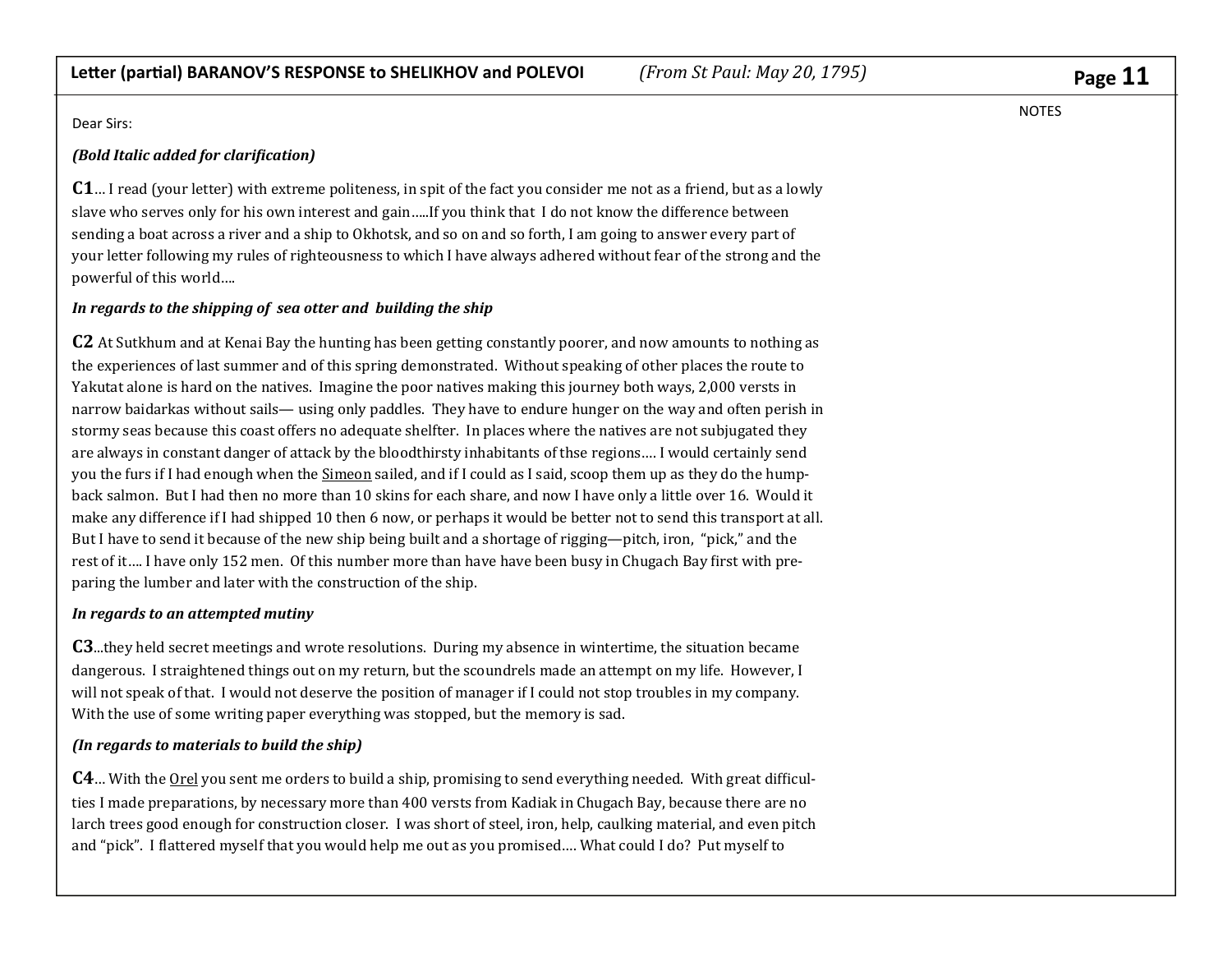**Letter (partial) BARANOV'S RESPONSE to SHELIKHOV and POLEVOI** *(From St Paul: May 20, 1795)*

NOTES

Dear Sirs:

***(Bold Italic added for clarification)***

**C1**… I read (your letter) with extreme politeness, in spite of the fact you consider me not as a friend, but as a lowly slave who serves only for his own interest and gain…..If you think that I do not know the difference between sending a boat across a river and a ship to Okhotsk, and so on and so forth, I am going to answer every part of your letter following my rules of righteousness to which I have always adhered without fear of the strong and the powerful of this world….

***In regards to the shipping of sea otter and building the ship***

**C2** At Sutkhum and at Kenai Bay the hunting has been getting constantly poorer, and now amounts to nothing as the experiences of last summer and of this spring demonstrated. Without speaking of other places the route to Yakutat alone is hard on the natives. Imagine the poor natives making this journey both ways, 2,000 versts in narrow baidarkas without sails— using only paddles. They have to endure hunger on the way and often perish in stormy seas because this coast offers no adequate shelfter. In places where the natives are not subjugated they are always in constant danger of attack by the bloodthirsty inhabitants of thse regions…. I would certainly send you the furs if I had enough when the Simeon sailed, and if I could as I said, scoop them up as they do the hump-back salmon. But I had then no more than 10 skins for each share, and now I have only a little over 16. Would it make any difference if I had shipped 10 then 6 now, or perhaps it would be better not to send this transport at all. But I have to send it because of the new ship being built and a shortage of rigging—pitch, iron, "pick," and the rest of it…. I have only 152 men. Of this number more than have have been busy in Chugach Bay first with preparing the lumber and later with the construction of the ship.

***In regards to an attempted mutiny***

**C3**...they held secret meetings and wrote resolutions. During my absence in wintertime, the situation became dangerous. I straightened things out on my return, but the scoundrels made an attempt on my life. However, I will not speak of that. I would not deserve the position of manager if I could not stop troubles in my company. With the use of some writing paper everything was stopped, but the memory is sad.

***(In regards to materials to build the ship)***

**C4**… With the Orel you sent me orders to build a ship, promising to send everything needed. With great difficulties I made preparations, by necessary more than 400 versts from Kadiak in Chugach Bay, because there are no larch trees good enough for construction closer. I was short of steel, iron, help, caulking material, and even pitch and "pick". I flattered myself that you would help me out as you promised…. What could I do? Put myself to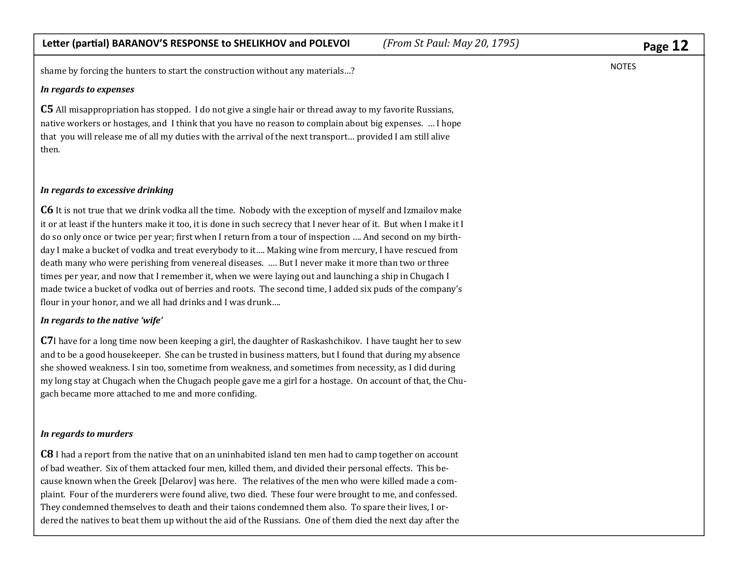shame by forcing the hunters to start the construction without any materials…?

*In regards to expenses*

**C5** All misappropriation has stopped. I do not give a single hair or thread away to my favorite Russians, native workers or hostages, and I think that you have no reason to complain about big expenses. … I hope that you will release me of all my duties with the arrival of the next transport… provided I am still alive then.

*In regards to excessive drinking*

**C6** It is not true that we drink vodka all the time. Nobody with the exception of myself and Izmailov make it or at least if the hunters make it too, it is done in such secrecy that I never hear of it. But when I make it I do so only once or twice per year; first when I return from a tour of inspection …. And second on my birthday I make a bucket of vodka and treat everybody to it…. Making wine from mercury, I have rescued from death many who were perishing from venereal diseases. …. But I never make it more than two or three times per year, and now that I remember it, when we were laying out and launching a ship in Chugach I made twice a bucket of vodka out of berries and roots. The second time, I added six puds of the company's flour in your honor, and we all had drinks and I was drunk….

*In regards to the native 'wife'*

**C7** I have for a long time now been keeping a girl, the daughter of Raskashchikov. I have taught her to sew and to be a good housekeeper. She can be trusted in business matters, but I found that during my absence she showed weakness. I sin too, sometime from weakness, and sometimes from necessity, as I did during my long stay at Chugach when the Chugach people gave me a girl for a hostage. On account of that, the Chugach became more attached to me and more confiding.

*In regards to murders*

**C8** I had a report from the native that on an uninhabited island ten men had to camp together on account of bad weather. Six of them attacked four men, killed them, and divided their personal effects. This because known when the Greek [Delarov] was here. The relatives of the men who were killed made a complaint. Four of the murderers were found alive, two died. These four were brought to me, and confessed. They condemned themselves to death and their taions condemned them also. To spare their lives, I ordered the natives to beat them up without the aid of the Russians. One of them died the next day after the

NOTES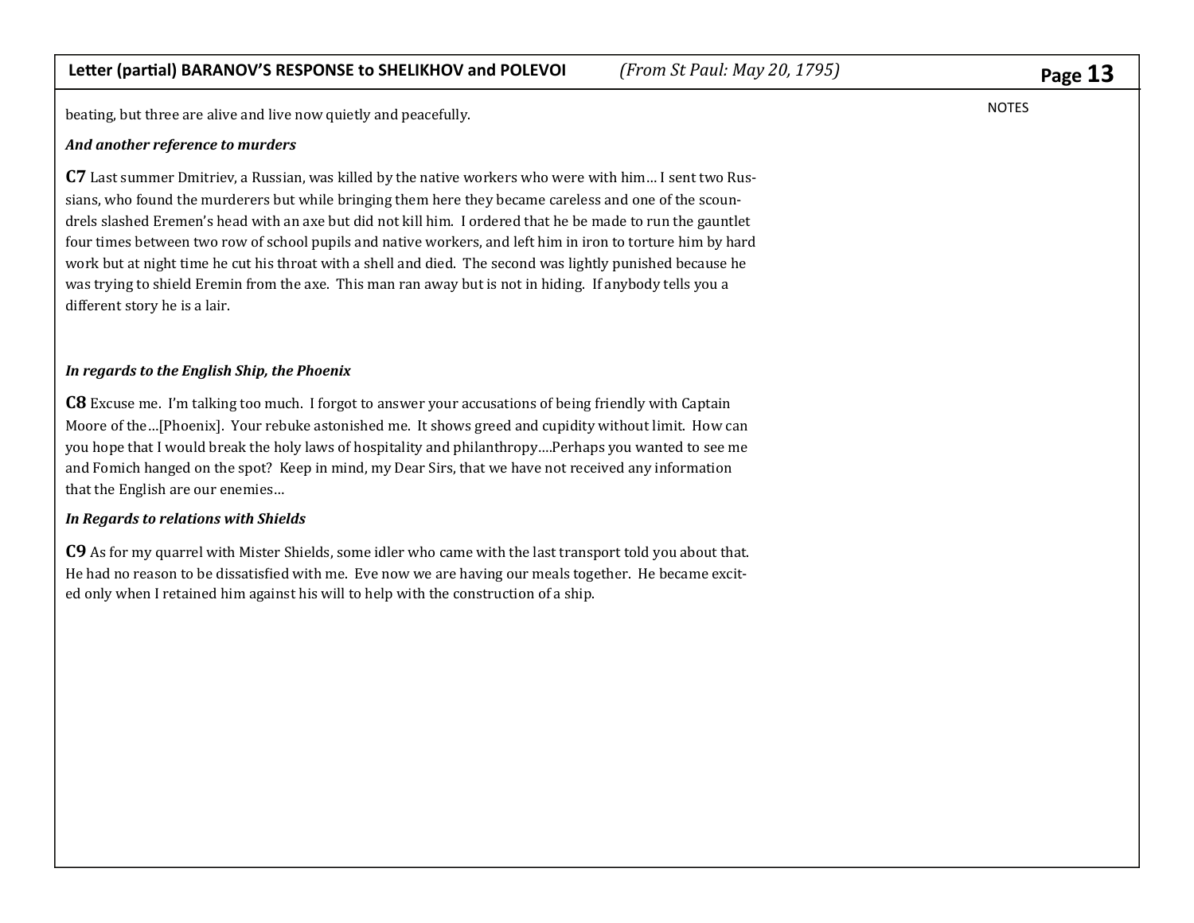beating, but three are alive and live now quietly and peacefully.

NOTES

***And another reference to murders***

**C7** Last summer Dmitriev, a Russian, was killed by the native workers who were with him… I sent two Russians, who found the murderers but while bringing them here they became careless and one of the scoundrels slashed Eremen's head with an axe but did not kill him. I ordered that he be made to run the gauntlet four times between two row of school pupils and native workers, and left him in iron to torture him by hard work but at night time he cut his throat with a shell and died. The second was lightly punished because he was trying to shield Eremin from the axe. This man ran away but is not in hiding. If anybody tells you a different story he is a lair.

***In regards to the English Ship, the Phoenix***

**C8** Excuse me. I'm talking too much. I forgot to answer your accusations of being friendly with Captain Moore of the…[Phoenix]. Your rebuke astonished me. It shows greed and cupidity without limit. How can you hope that I would break the holy laws of hospitality and philanthropy….Perhaps you wanted to see me and Fomich hanged on the spot? Keep in mind, my Dear Sirs, that we have not received any information that the English are our enemies…

***In Regards to relations with Shields***

**C9** As for my quarrel with Mister Shields, some idler who came with the last transport told you about that. He had no reason to be dissatisfied with me. Eve now we are having our meals together. He became excited only when I retained him against his will to help with the construction of a ship.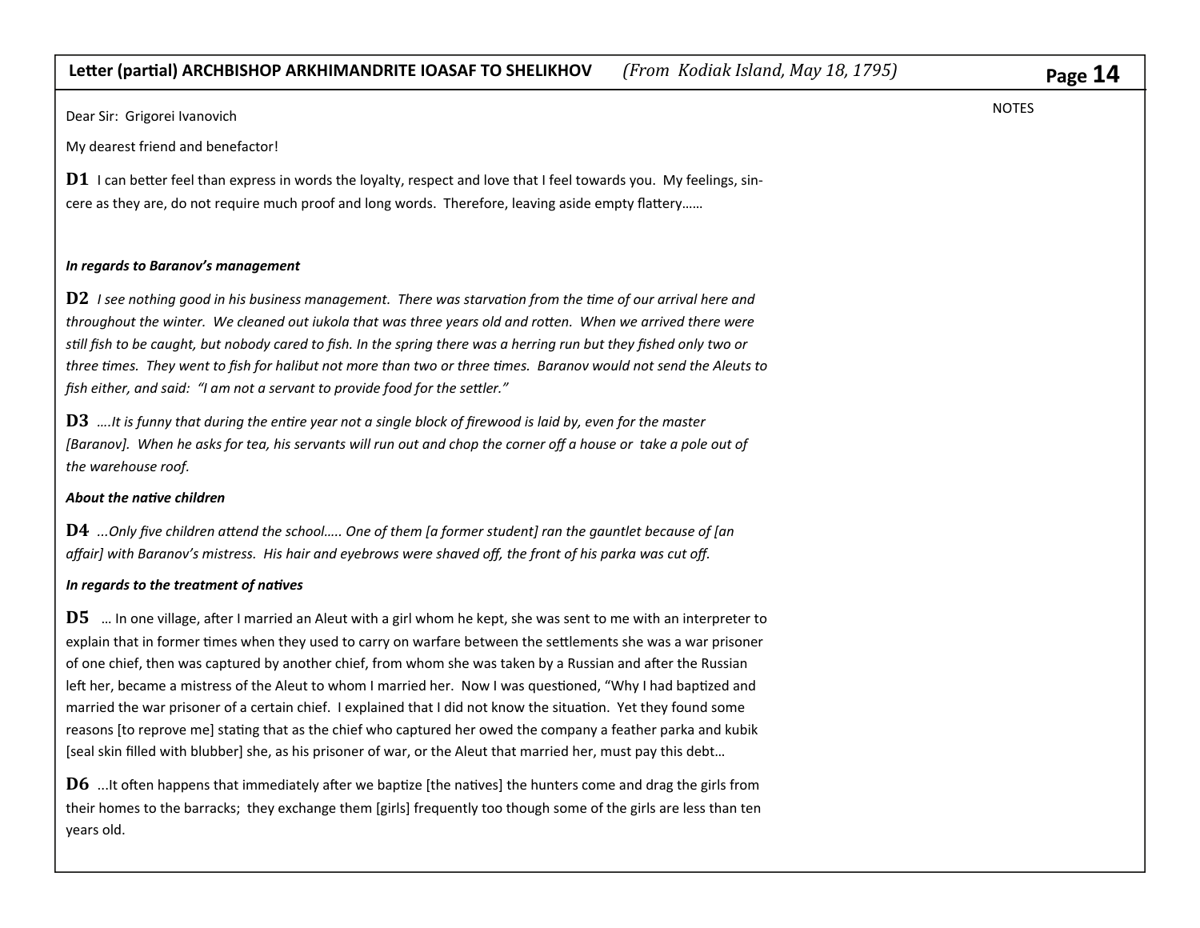## Letter (partial) ARCHBISHOP ARKHIMANDRITE IOASAF TO SHELIKHOV *(From Kodiak Island, May 18, 1795)*

NOTES

Dear Sir: Grigorei Ivanovich

My dearest friend and benefactor!

**D1** I can better feel than express in words the loyalty, respect and love that I feel towards you. My feelings, sincere as they are, do not require much proof and long words. Therefore, leaving aside empty flattery……

***In regards to Baranov's management***

**D2** *I see nothing good in his business management. There was starvation from the time of our arrival here and throughout the winter. We cleaned out iukola that was three years old and rotten. When we arrived there were still fish to be caught, but nobody cared to fish. In the spring there was a herring run but they fished only two or three times. They went to fish for halibut not more than two or three times. Baranov would not send the Aleuts to fish either, and said: "I am not a servant to provide food for the settler."*

**D3** *….It is funny that during the entire year not a single block of firewood is laid by, even for the master [Baranov]. When he asks for tea, his servants will run out and chop the corner off a house or take a pole out of the warehouse roof.*

***About the native children***

**D4** *...Only five children attend the school….. One of them [a former student] ran the gauntlet because of [an affair] with Baranov's mistress. His hair and eyebrows were shaved off, the front of his parka was cut off.*

***In regards to the treatment of natives***

**D5** … In one village, after I married an Aleut with a girl whom he kept, she was sent to me with an interpreter to explain that in former times when they used to carry on warfare between the settlements she was a war prisoner of one chief, then was captured by another chief, from whom she was taken by a Russian and after the Russian left her, became a mistress of the Aleut to whom I married her. Now I was questioned, "Why I had baptized and married the war prisoner of a certain chief. I explained that I did not know the situation. Yet they found some reasons [to reprove me] stating that as the chief who captured her owed the company a feather parka and kubik [seal skin filled with blubber] she, as his prisoner of war, or the Aleut that married her, must pay this debt…

**D6** ...It often happens that immediately after we baptize [the natives] the hunters come and drag the girls from their homes to the barracks; they exchange them [girls] frequently too though some of the girls are less than ten years old.